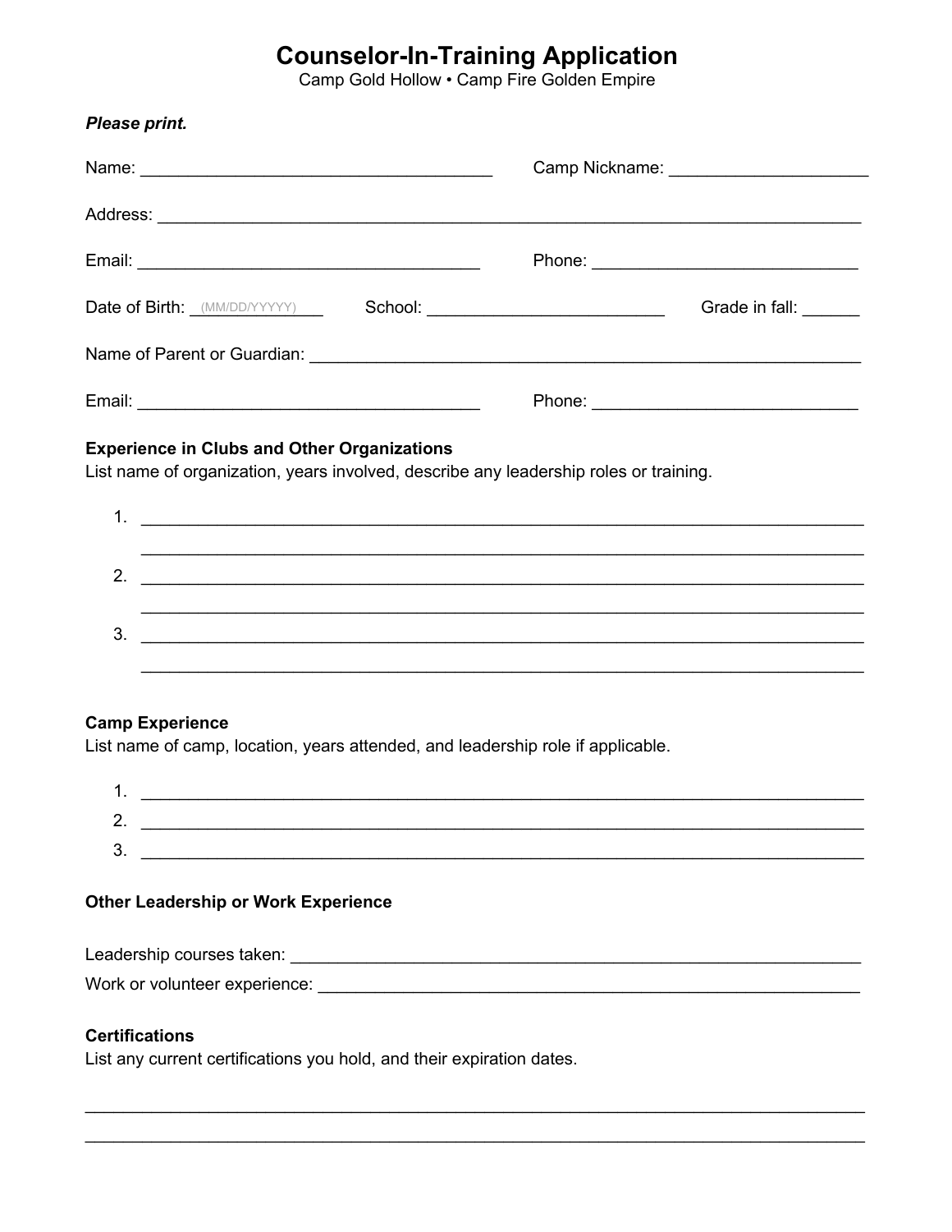# Counselor-In-Training Application

Camp Gold Hollow • Camp Fire Golden Empire

***Please print.***

Name: ____________________________________ Camp Nickname: ____________________

Address: ________________________________________________________________________

Email: ___________________________________ Phone: ____________________________

Date of Birth: (MM/DD/YYYY)______ School: ________________________ Grade in fall: ______

Name of Parent or Guardian: ________________________________________________________

Email: ___________________________________ Phone: ____________________________

**Experience in Clubs and Other Organizations**

List name of organization, years involved, describe any leadership roles or training.

1. ________________________________________________________________________
   ________________________________________________________________________
2. ________________________________________________________________________
   ________________________________________________________________________
3. ________________________________________________________________________
   ________________________________________________________________________

**Camp Experience**

List name of camp, location, years attended, and leadership role if applicable.

1. ________________________________________________________________________
2. ________________________________________________________________________
3. ________________________________________________________________________

**Other Leadership or Work Experience**

Leadership courses taken: ______________________________________________________

Work or volunteer experience: ___________________________________________________

**Certifications**

List any current certifications you hold, and their expiration dates.

______________________________________________________________________________

______________________________________________________________________________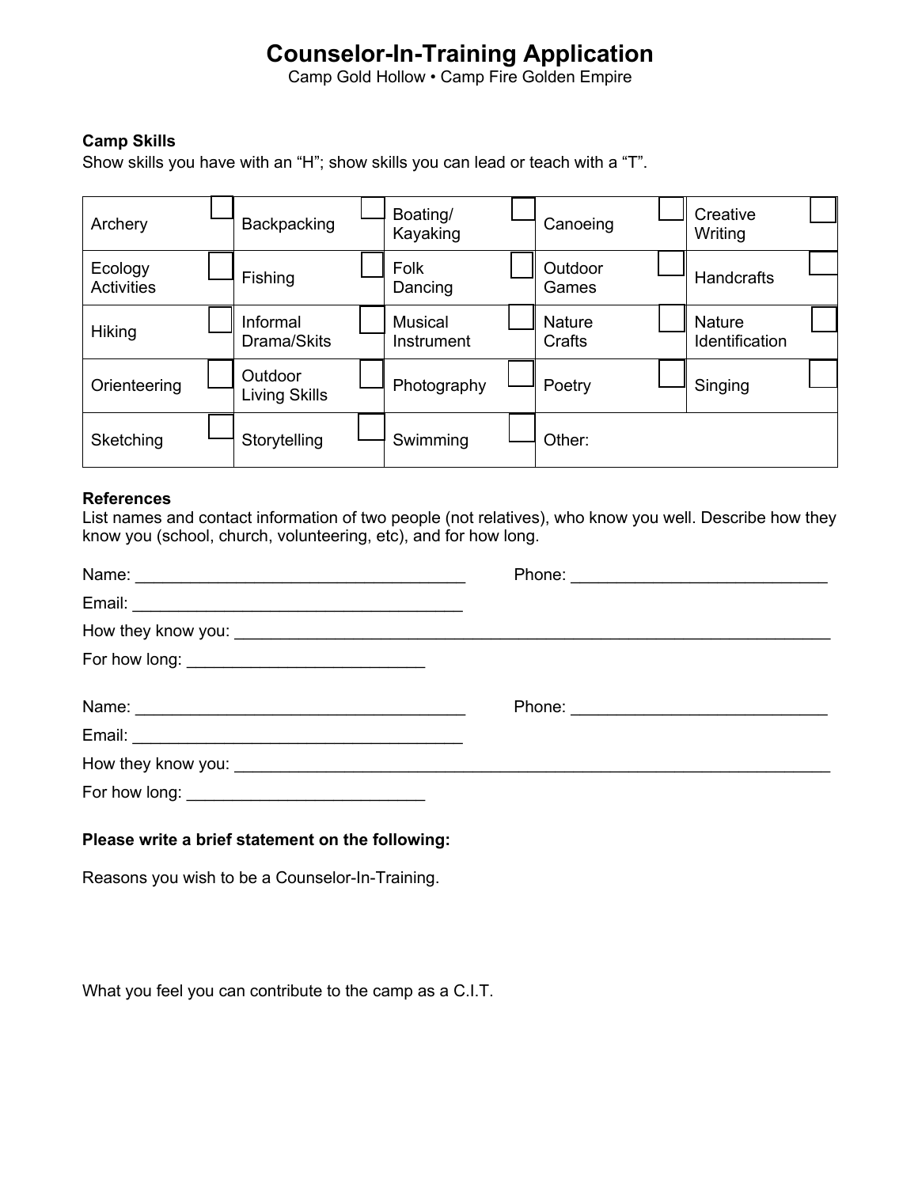# Counselor-In-Training Application

Camp Gold Hollow • Camp Fire Golden Empire

**Camp Skills**

Show skills you have with an “H”; show skills you can lead or teach with a “T”.

| | | | | |
|---|---|---|---|---|
| Archery ☐ | Backpacking ☐ | Boating/ Kayaking ☐ | Canoeing ☐ | Creative Writing ☐ |
| Ecology Activities ☐ | Fishing ☐ | Folk Dancing ☐ | Outdoor Games ☐ | Handcrafts ☐ |
| Hiking ☐ | Informal Drama/Skits ☐ | Musical Instrument ☐ | Nature Crafts ☐ | Nature Identification ☐ |
| Orienteering ☐ | Outdoor Living Skills ☐ | Photography ☐ | Poetry ☐ | Singing ☐ |
| Sketching ☐ | Storytelling ☐ | Swimming ☐ | Other: | |

**References**

List names and contact information of two people (not relatives), who know you well. Describe how they know you (school, church, volunteering, etc), and for how long.

Name: ____________________________________ Phone: ____________________________

Email: ____________________________________

How they know you: ____________________________________________________________________

For how long: __________________________

Name: ____________________________________ Phone: ____________________________

Email: ____________________________________

How they know you: ____________________________________________________________________

For how long: __________________________

**Please write a brief statement on the following:**

Reasons you wish to be a Counselor-In-Training.

What you feel you can contribute to the camp as a C.I.T.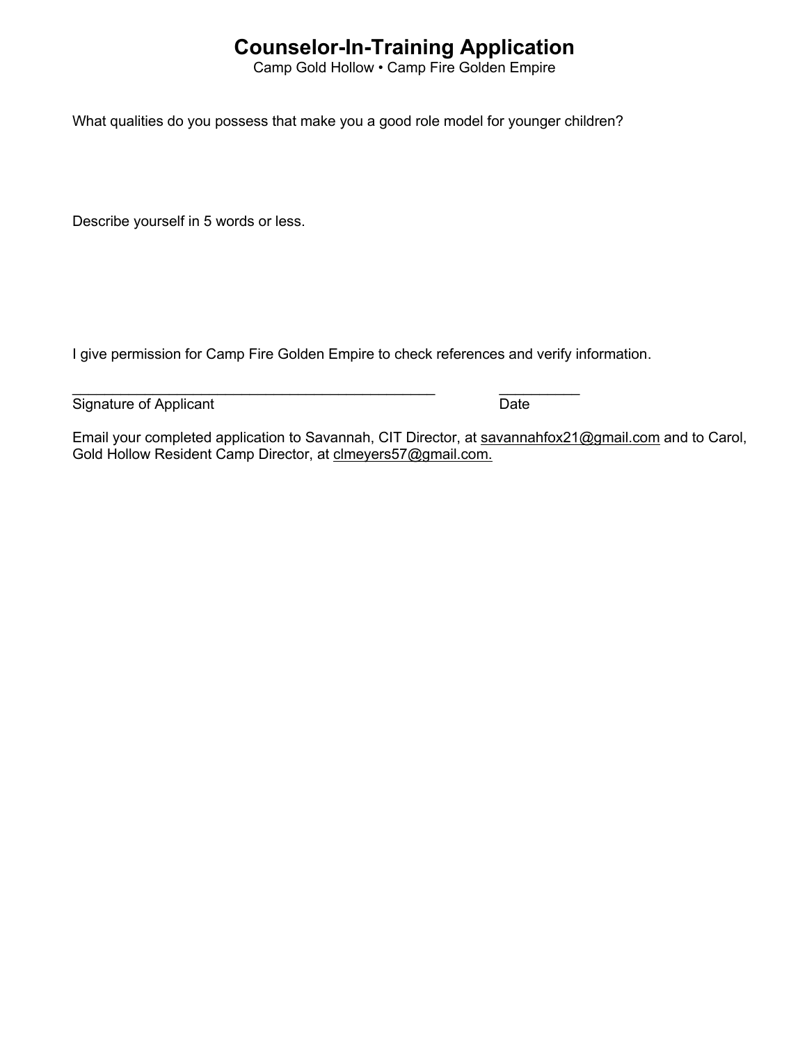# Counselor-In-Training Application

Camp Gold Hollow • Camp Fire Golden Empire

What qualities do you possess that make you a good role model for younger children?

Describe yourself in 5 words or less.

I give permission for Camp Fire Golden Empire to check references and verify information.

_______________________________________________ __________

Signature of Applicant Date

Email your completed application to Savannah, CIT Director, at savannahfox21@gmail.com and to Carol, Gold Hollow Resident Camp Director, at clmeyers57@gmail.com.